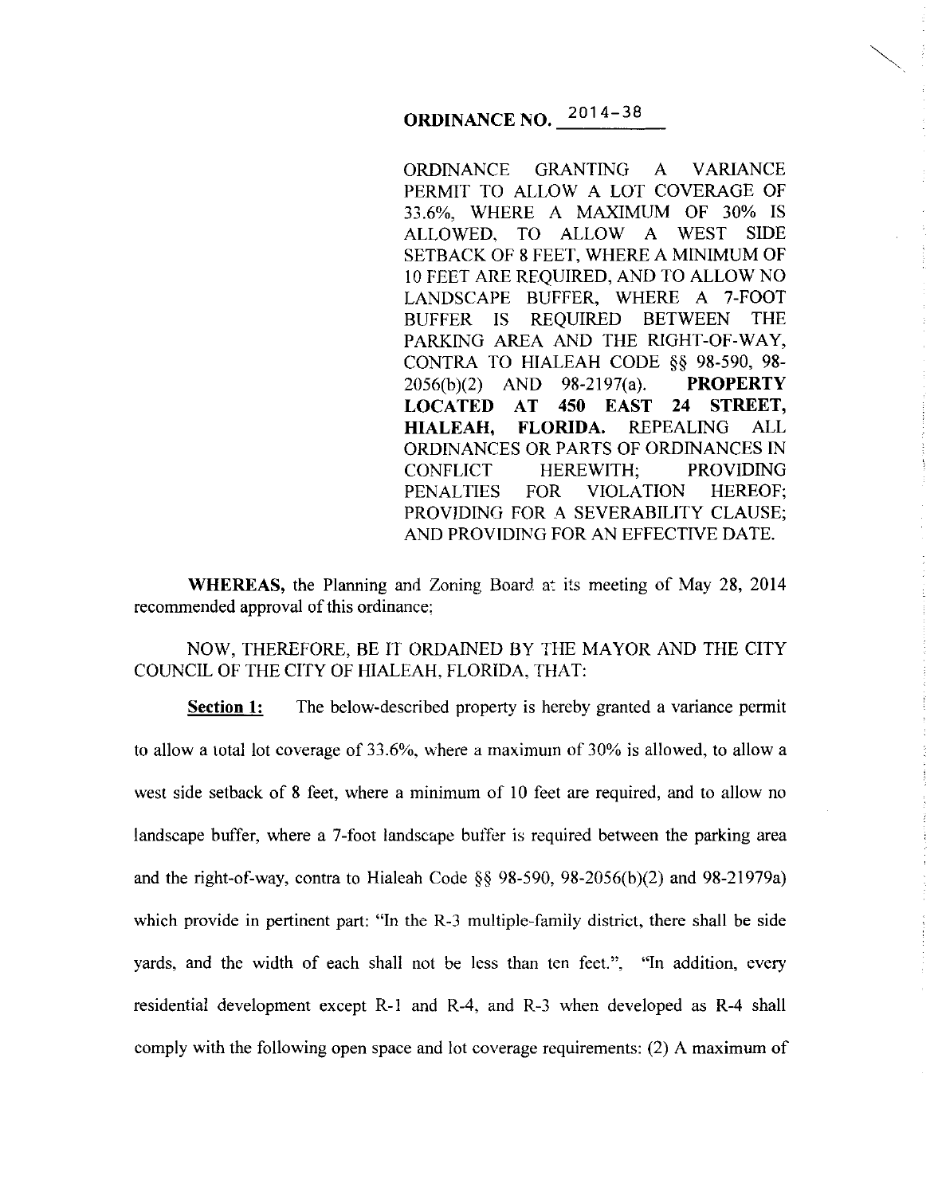# ORDINANCE NO. 2014-38

ORDINANCE GRANTING A VARIANCE PERMIT TO ALLOW A LOT COVERAGE OF 33.6%, WHERE A MAXIMUM OF 30% IS ALLOWED, TO ALLOW A WEST SIDE SETBACK OF 8 FEET, WHERE A MINIMUM OF 10 FEET ARE REQUIRED, AND TO ALLOW NO LANDSCAPE BUFFER, WHERE A 7-FOOT BUFFER IS REQUIRED BETWEEN THE PARKING AREA AND THE RIGHT-OF-WAY, CONTRA TO HIALEAH CODE §§ 98-590, 98-2056(b)(2) AND 98-2197(a). **PROPERTY LOCATED AT 450 EAST 24 STREET, HIALEAH, FLORIDA.** REPEALING ALL ORDINANCES OR PARTS OF ORDINANCES IN CONFLICT HEREWITH; PROVIDING PENALTIES FOR VIOLATION HEREOF; PROVIDING FOR A SEVERABILITY CLAUSE; AND PROVIDING FOR AN EFFECTIVE DATE.

**WHEREAS,** the Planning and Zoning Board at its meeting of May 28, 2014 recommended approval of this ordinance;

NOW, THEREFORE, BE IT ORDAINED BY THE MAYOR AND THE CITY COUNCIL OF THE CITY OF HIALEAH, FLORIDA, THAT:

**Section 1:** The below-described property is hereby granted a variance permit to allow a total lot coverage of 33.6%, where a maximum of 30% is allowed, to allow a west side setback of 8 feet, where a minimum of 10 feet are required, and to allow no landscape buffer, where a 7-foot landscape buffer is required between the parking area and the right-of-way, contra to Hialeah Code §§ 98-590, 98-2056(b)(2) and 98-21979a) which provide in pertinent part: "In the R-3 multiple-family district, there shall be side yards, and the width of each shall not be less than ten feet.", "In addition, every residential development except R-1 and R-4, and R-3 when developed as R-4 shall comply with the following open space and lot coverage requirements: (2) A maximum of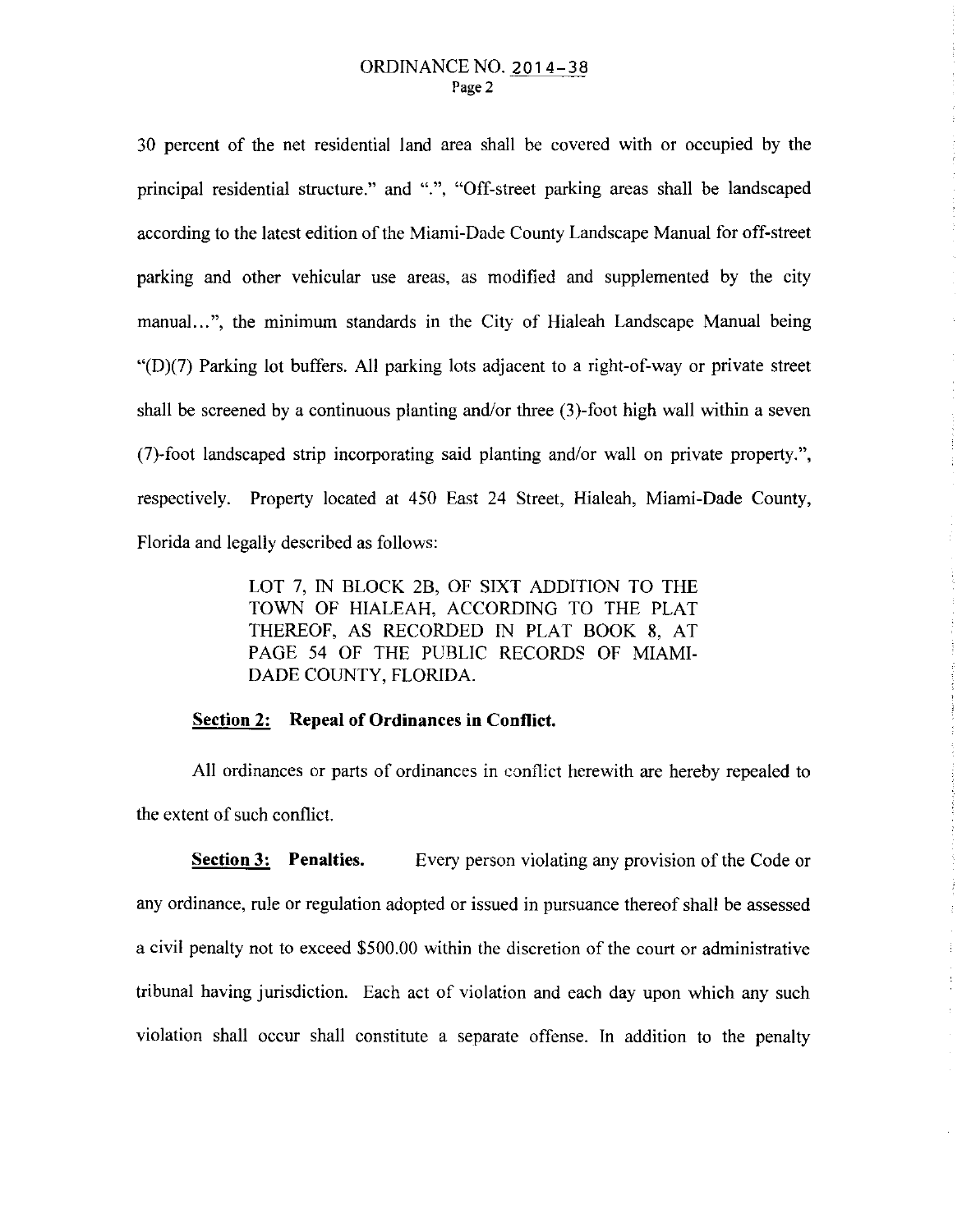30 percent of the net residential land area shall be covered with or occupied by the principal residential structure." and ".", "Off-street parking areas shall be landscaped according to the latest edition of the Miami-Dade County Landscape Manual for off-street parking and other vehicular use areas, as modified and supplemented by the city manual...", the minimum standards in the City of Hialeah Landscape Manual being "(D)(7) Parking lot buffers. All parking lots adjacent to a right-of-way or private street shall be screened by a continuous planting and/or three (3)-foot high wall within a seven (7)-foot landscaped strip incorporating said planting and/or wall on private property.", respectively. Property located at 450 East 24 Street, Hialeah, Miami-Dade County, Florida and legally described as follows:

> LOT 7, IN BLOCK 2B, OF SIXT ADDITION TO THE TOWN OF HIALEAH, ACCORDING TO THE PLAT THEREOF, AS RECORDED IN PLAT BOOK 8, AT PAGE 54 OF THE PUBLIC RECORDS OF MIAMI-DADE COUNTY, FLORIDA.

**Section 2: Repeal of Ordinances in Conflict.**

All ordinances or parts of ordinances in conflict herewith are hereby repealed to the extent of such conflict.

**Section 3: Penalties.** Every person violating any provision of the Code or any ordinance, rule or regulation adopted or issued in pursuance thereof shall be assessed a civil penalty not to exceed $500.00 within the discretion of the court or administrative tribunal having jurisdiction. Each act of violation and each day upon which any such violation shall occur shall constitute a separate offense. In addition to the penalty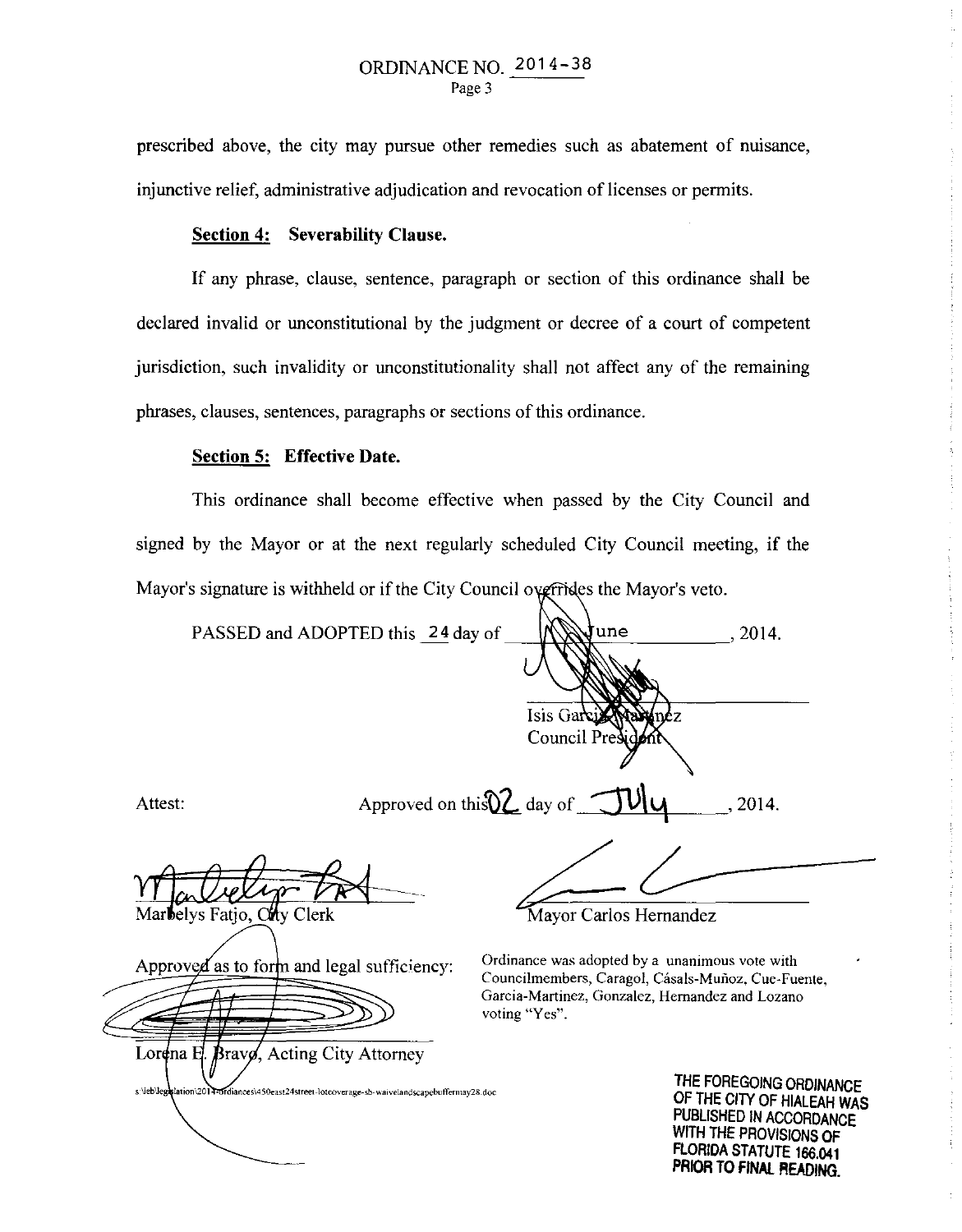ORDINANCE NO. 2014-38

prescribed above, the city may pursue other remedies such as abatement of nuisance, injunctive relief, administrative adjudication and revocation of licenses or permits.

**Section 4: Severability Clause.**

If any phrase, clause, sentence, paragraph or section of this ordinance shall be declared invalid or unconstitutional by the judgment or decree of a court of competent jurisdiction, such invalidity or unconstitutionality shall not affect any of the remaining phrases, clauses, sentences, paragraphs or sections of this ordinance.

**Section 5: Effective Date.**

This ordinance shall become effective when passed by the City Council and signed by the Mayor or at the next regularly scheduled City Council meeting, if the Mayor's signature is withheld or if the City Council overrides the Mayor's veto.

PASSED and ADOPTED this 24 day of June, 2014.

Isis Garcia-Martinez
Council President

Attest:

Approved on this 02 day of July, 2014.

Marbelys Fatjo, City Clerk

Mayor Carlos Hernandez

Approved as to form and legal sufficiency:

Lorena E. Bravo, Acting City Attorney

s:\leb\legislation\2014-ordinances\450east24street-lotcoverage-sb-waivelandscapebuffermay28.doc

Ordinance was adopted by a unanimous vote with Councilmembers, Caragol, Cásals-Muñoz, Cue-Fuente, Garcia-Martinez, Gonzalez, Hernandez and Lozano voting "Yes".

THE FOREGOING ORDINANCE OF THE CITY OF HIALEAH WAS PUBLISHED IN ACCORDANCE WITH THE PROVISIONS OF FLORIDA STATUTE 166.041 PRIOR TO FINAL READING.